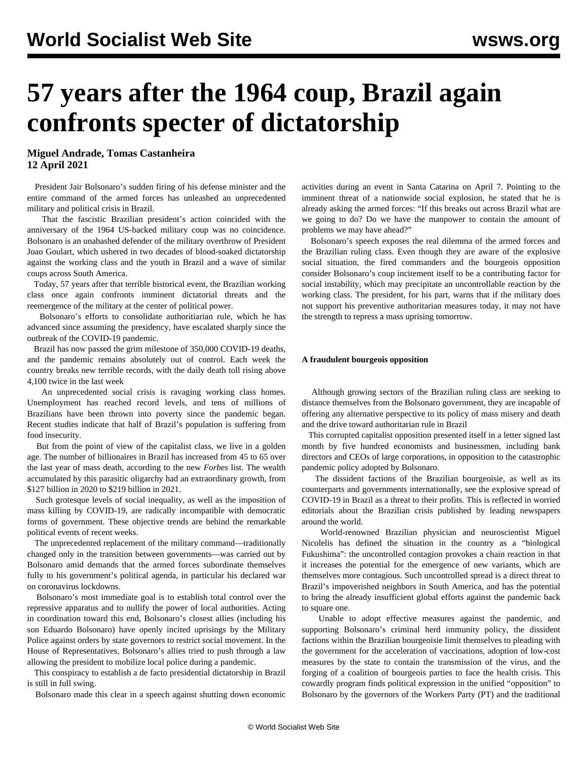# 57 years after the 1964 coup, Brazil again confronts specter of dictatorship

**Miguel Andrade, Tomas Castanheira**
**12 April 2021**

President Jair Bolsonaro's sudden firing of his defense minister and the entire command of the armed forces has unleashed an unprecedented military and political crisis in Brazil.

That the fascistic Brazilian president's action coincided with the anniversary of the 1964 US-backed military coup was no coincidence. Bolsonaro is an unabashed defender of the military overthrow of President Joao Goulart, which ushered in two decades of blood-soaked dictatorship against the working class and the youth in Brazil and a wave of similar coups across South America.

Today, 57 years after that terrible historical event, the Brazilian working class once again confronts imminent dictatorial threats and the reemergence of the military at the center of political power.

Bolsonaro's efforts to consolidate authoritarian rule, which he has advanced since assuming the presidency, have escalated sharply since the outbreak of the COVID-19 pandemic.

Brazil has now passed the grim milestone of 350,000 COVID-19 deaths, and the pandemic remains absolutely out of control. Each week the country breaks new terrible records, with the daily death toll rising above 4,100 twice in the last week

An unprecedented social crisis is ravaging working class homes. Unemployment has reached record levels, and tens of millions of Brazilians have been thrown into poverty since the pandemic began. Recent studies indicate that half of Brazil's population is suffering from food insecurity.

But from the point of view of the capitalist class, we live in a golden age. The number of billionaires in Brazil has increased from 45 to 65 over the last year of mass death, according to the new *Forbes* list. The wealth accumulated by this parasitic oligarchy had an extraordinary growth, from $127 billion in 2020 to $219 billion in 2021.

Such grotesque levels of social inequality, as well as the imposition of mass killing by COVID-19, are radically incompatible with democratic forms of government. These objective trends are behind the remarkable political events of recent weeks.

The unprecedented replacement of the military command—traditionally changed only in the transition between governments—was carried out by Bolsonaro amid demands that the armed forces subordinate themselves fully to his government's political agenda, in particular his declared war on coronavirus lockdowns.

Bolsonaro's most immediate goal is to establish total control over the repressive apparatus and to nullify the power of local authorities. Acting in coordination toward this end, Bolsonaro's closest allies (including his son Eduardo Bolsonaro) have openly incited uprisings by the Military Police against orders by state governors to restrict social movement. In the House of Representatives, Bolsonaro's allies tried to push through a law allowing the president to mobilize local police during a pandemic.

This conspiracy to establish a de facto presidential dictatorship in Brazil is still in full swing.

Bolsonaro made this clear in a speech against shutting down economic activities during an event in Santa Catarina on April 7. Pointing to the imminent threat of a nationwide social explosion, he stated that he is already asking the armed forces: "If this breaks out across Brazil what are we going to do? Do we have the manpower to contain the amount of problems we may have ahead?"

Bolsonaro's speech exposes the real dilemma of the armed forces and the Brazilian ruling class. Even though they are aware of the explosive social situation, the fired commanders and the bourgeois opposition consider Bolsonaro's coup incitement itself to be a contributing factor for social instability, which may precipitate an uncontrollable reaction by the working class. The president, for his part, warns that if the military does not support his preventive authoritarian measures today, it may not have the strength to repress a mass uprising tomorrow.

**A fraudulent bourgeois opposition**

Although growing sectors of the Brazilian ruling class are seeking to distance themselves from the Bolsonaro government, they are incapable of offering any alternative perspective to its policy of mass misery and death and the drive toward authoritarian rule in Brazil

This corrupted capitalist opposition presented itself in a letter signed last month by five hundred economists and businessmen, including bank directors and CEOs of large corporations, in opposition to the catastrophic pandemic policy adopted by Bolsonaro.

The dissident factions of the Brazilian bourgeoisie, as well as its counterparts and governments internationally, see the explosive spread of COVID-19 in Brazil as a threat to their profits. This is reflected in worried editorials about the Brazilian crisis published by leading newspapers around the world.

World-renowned Brazilian physician and neuroscientist Miguel Nicolelis has defined the situation in the country as a "biological Fukushima": the uncontrolled contagion provokes a chain reaction in that it increases the potential for the emergence of new variants, which are themselves more contagious. Such uncontrolled spread is a direct threat to Brazil's impoverished neighbors in South America, and has the potential to bring the already insufficient global efforts against the pandemic back to square one.

Unable to adopt effective measures against the pandemic, and supporting Bolsonaro's criminal herd immunity policy, the dissident factions within the Brazilian bourgeoisie limit themselves to pleading with the government for the acceleration of vaccinations, adoption of low-cost measures by the state to contain the transmission of the virus, and the forging of a coalition of bourgeois parties to face the health crisis. This cowardly program finds political expression in the unified "opposition" to Bolsonaro by the governors of the Workers Party (PT) and the traditional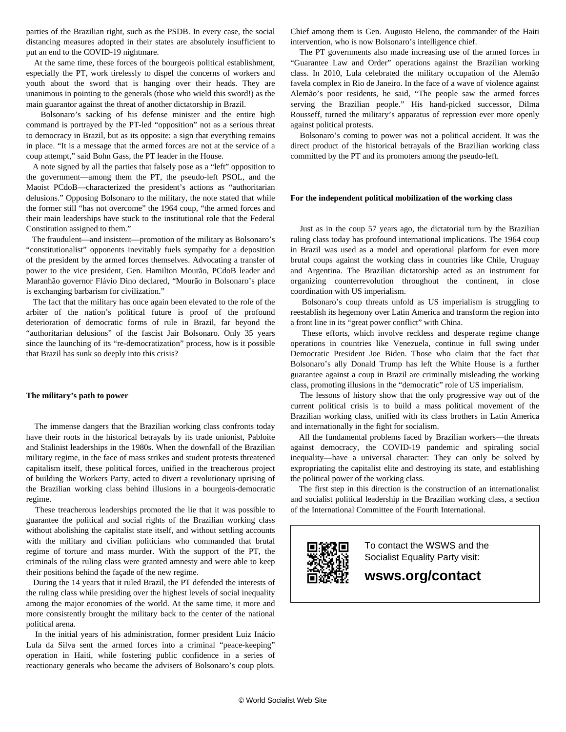parties of the Brazilian right, such as the PSDB. In every case, the social distancing measures adopted in their states are absolutely insufficient to put an end to the COVID-19 nightmare.

At the same time, these forces of the bourgeois political establishment, especially the PT, work tirelessly to dispel the concerns of workers and youth about the sword that is hanging over their heads. They are unanimous in pointing to the generals (those who wield this sword!) as the main guarantor against the threat of another dictatorship in Brazil.

Bolsonaro's sacking of his defense minister and the entire high command is portrayed by the PT-led "opposition" not as a serious threat to democracy in Brazil, but as its opposite: a sign that everything remains in place. "It is a message that the armed forces are not at the service of a coup attempt," said Bohn Gass, the PT leader in the House.

A note signed by all the parties that falsely pose as a "left" opposition to the government—among them the PT, the pseudo-left PSOL, and the Maoist PCdoB—characterized the president's actions as "authoritarian delusions." Opposing Bolsonaro to the military, the note stated that while the former still "has not overcome" the 1964 coup, "the armed forces and their main leaderships have stuck to the institutional role that the Federal Constitution assigned to them."

The fraudulent—and insistent—promotion of the military as Bolsonaro's "constitutionalist" opponents inevitably fuels sympathy for a deposition of the president by the armed forces themselves. Advocating a transfer of power to the vice president, Gen. Hamilton Mourão, PCdoB leader and Maranhão governor Flávio Dino declared, "Mourão in Bolsonaro's place is exchanging barbarism for civilization."

The fact that the military has once again been elevated to the role of the arbiter of the nation's political future is proof of the profound deterioration of democratic forms of rule in Brazil, far beyond the "authoritarian delusions" of the fascist Jair Bolsonaro. Only 35 years since the launching of its "re-democratization" process, how is it possible that Brazil has sunk so deeply into this crisis?

**The military's path to power**

The immense dangers that the Brazilian working class confronts today have their roots in the historical betrayals by its trade unionist, Pabloite and Stalinist leaderships in the 1980s. When the downfall of the Brazilian military regime, in the face of mass strikes and student protests threatened capitalism itself, these political forces, unified in the treacherous project of building the Workers Party, acted to divert a revolutionary uprising of the Brazilian working class behind illusions in a bourgeois-democratic regime.

These treacherous leaderships promoted the lie that it was possible to guarantee the political and social rights of the Brazilian working class without abolishing the capitalist state itself, and without settling accounts with the military and civilian politicians who commanded that brutal regime of torture and mass murder. With the support of the PT, the criminals of the ruling class were granted amnesty and were able to keep their positions behind the façade of the new regime.

During the 14 years that it ruled Brazil, the PT defended the interests of the ruling class while presiding over the highest levels of social inequality among the major economies of the world. At the same time, it more and more consistently brought the military back to the center of the national political arena.

In the initial years of his administration, former president Luiz Inácio Lula da Silva sent the armed forces into a criminal "peace-keeping" operation in Haiti, while fostering public confidence in a series of reactionary generals who became the advisers of Bolsonaro's coup plots. Chief among them is Gen. Augusto Heleno, the commander of the Haiti intervention, who is now Bolsonaro's intelligence chief.

The PT governments also made increasing use of the armed forces in "Guarantee Law and Order" operations against the Brazilian working class. In 2010, Lula celebrated the military occupation of the Alemão favela complex in Rio de Janeiro. In the face of a wave of violence against Alemão's poor residents, he said, "The people saw the armed forces serving the Brazilian people." His hand-picked successor, Dilma Rousseff, turned the military's apparatus of repression ever more openly against political protests.

Bolsonaro's coming to power was not a political accident. It was the direct product of the historical betrayals of the Brazilian working class committed by the PT and its promoters among the pseudo-left.

**For the independent political mobilization of the working class**

Just as in the coup 57 years ago, the dictatorial turn by the Brazilian ruling class today has profound international implications. The 1964 coup in Brazil was used as a model and operational platform for even more brutal coups against the working class in countries like Chile, Uruguay and Argentina. The Brazilian dictatorship acted as an instrument for organizing counterrevolution throughout the continent, in close coordination with US imperialism.

Bolsonaro's coup threats unfold as US imperialism is struggling to reestablish its hegemony over Latin America and transform the region into a front line in its "great power conflict" with China.

These efforts, which involve reckless and desperate regime change operations in countries like Venezuela, continue in full swing under Democratic President Joe Biden. Those who claim that the fact that Bolsonaro's ally Donald Trump has left the White House is a further guarantee against a coup in Brazil are criminally misleading the working class, promoting illusions in the "democratic" role of US imperialism.

The lessons of history show that the only progressive way out of the current political crisis is to build a mass political movement of the Brazilian working class, unified with its class brothers in Latin America and internationally in the fight for socialism.

All the fundamental problems faced by Brazilian workers—the threats against democracy, the COVID-19 pandemic and spiraling social inequality—have a universal character: They can only be solved by expropriating the capitalist elite and destroying its state, and establishing the political power of the working class.

The first step in this direction is the construction of an internationalist and socialist political leadership in the Brazilian working class, a section of the International Committee of the Fourth International.

To contact the WSWS and the Socialist Equality Party visit:

**wsws.org/contact**